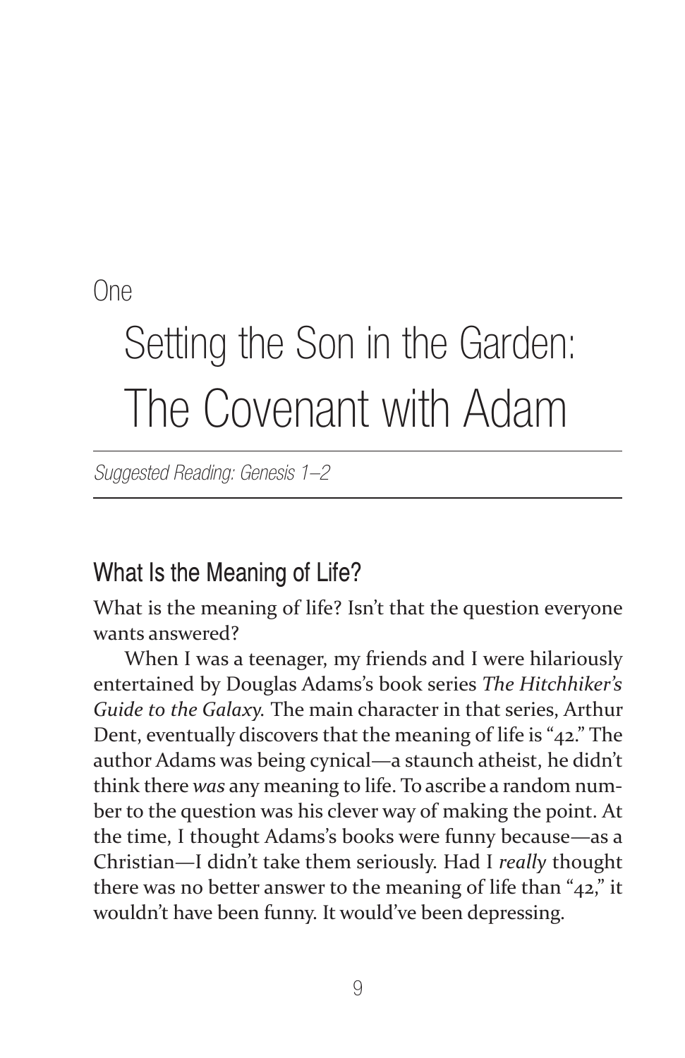One

# Setting the Son in the Garden: The Covenant with Adam

*Suggested Reading: Genesis 1–2*

## What Is the Meaning of Life?

What is the meaning of life? Isn't that the question everyone wants answered?

When I was a teenager, my friends and I were hilariously entertained by Douglas Adams's book series *The Hitchhiker's Guide to the Galaxy.* The main character in that series, Arthur Dent, eventually discovers that the meaning of life is "42." The author Adams was being cynical—a staunch atheist, he didn't think there *was* any meaning to life. To ascribe a random number to the question was his clever way of making the point. At the time, I thought Adams's books were funny because—as a Christian—I didn't take them seriously. Had I *really* thought there was no better answer to the meaning of life than "42," it wouldn't have been funny. It would've been depressing.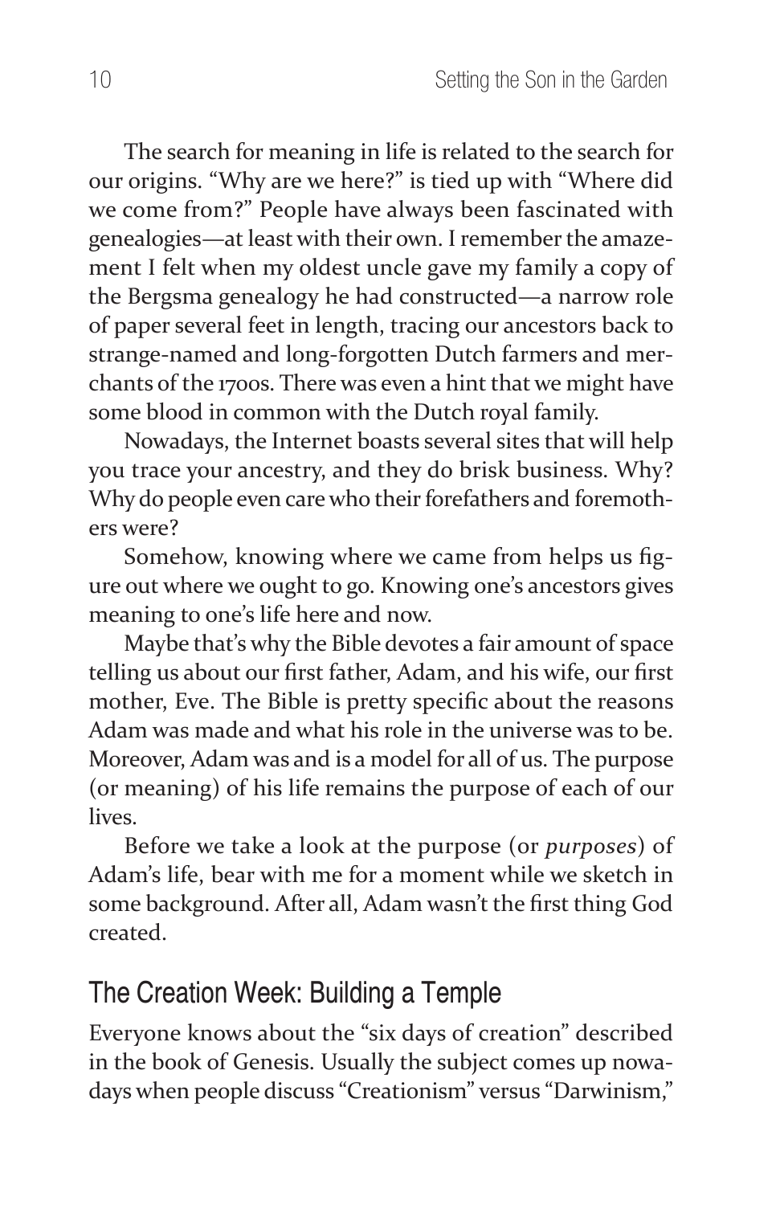The search for meaning in life is related to the search for our origins. "Why are we here?" is tied up with "Where did we come from?" People have always been fascinated with genealogies—at least with their own. I remember the amazement I felt when my oldest uncle gave my family a copy of the Bergsma genealogy he had constructed—a narrow role of paper several feet in length, tracing our ancestors back to strange-named and long-forgotten Dutch farmers and merchants of the 1700s. There was even a hint that we might have some blood in common with the Dutch royal family.

Nowadays, the Internet boasts several sites that will help you trace your ancestry, and they do brisk business. Why? Why do people even care who their forefathers and foremothers were?

Somehow, knowing where we came from helps us figure out where we ought to go. Knowing one's ancestors gives meaning to one's life here and now.

Maybe that's why the Bible devotes a fair amount of space telling us about our first father, Adam, and his wife, our first mother, Eve. The Bible is pretty specific about the reasons Adam was made and what his role in the universe was to be. Moreover, Adam was and is a model for all of us. The purpose (or meaning) of his life remains the purpose of each of our lives.

Before we take a look at the purpose (or *purposes*) of Adam's life, bear with me for a moment while we sketch in some background. After all, Adam wasn't the first thing God created.

## The Creation Week: Building a Temple

Everyone knows about the "six days of creation" described in the book of Genesis. Usually the subject comes up nowadays when people discuss "Creationism" versus "Darwinism,"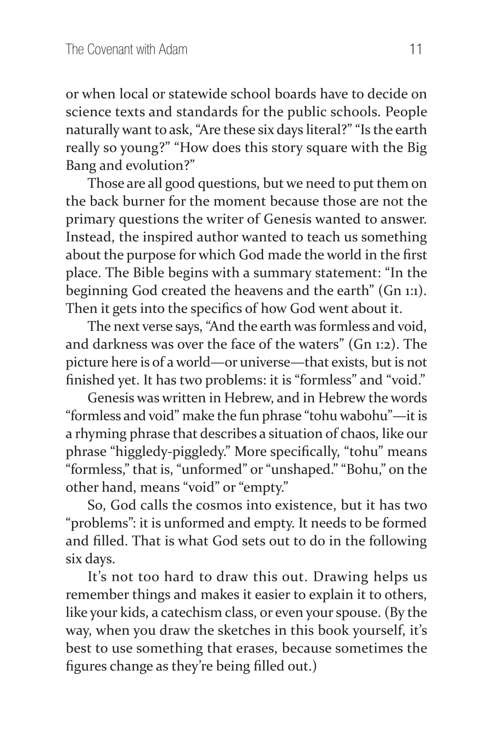or when local or statewide school boards have to decide on science texts and standards for the public schools. People naturally want to ask, "Are these six days literal?" "Is the earth really so young?" "How does this story square with the Big Bang and evolution?"

Those are all good questions, but we need to put them on the back burner for the moment because those are not the primary questions the writer of Genesis wanted to answer. Instead, the inspired author wanted to teach us something about the purpose for which God made the world in the first place. The Bible begins with a summary statement: "In the beginning God created the heavens and the earth" (Gn 1:1). Then it gets into the specifics of how God went about it.

The next verse says, "And the earth was formless and void, and darkness was over the face of the waters" (Gn 1:2). The picture here is of a world—or universe—that exists, but is not finished yet. It has two problems: it is "formless" and "void."

Genesis was written in Hebrew, and in Hebrew the words "formless and void" make the fun phrase "tohu wabohu"—it is a rhyming phrase that describes a situation of chaos, like our phrase "higgledy-piggledy." More specifically, "tohu" means "formless," that is, "unformed" or "unshaped." "Bohu," on the other hand, means "void" or "empty."

So, God calls the cosmos into existence, but it has two "problems": it is unformed and empty. It needs to be formed and filled. That is what God sets out to do in the following six days.

It's not too hard to draw this out. Drawing helps us remember things and makes it easier to explain it to others, like your kids, a catechism class, or even your spouse. (By the way, when you draw the sketches in this book yourself, it's best to use something that erases, because sometimes the figures change as they're being filled out.)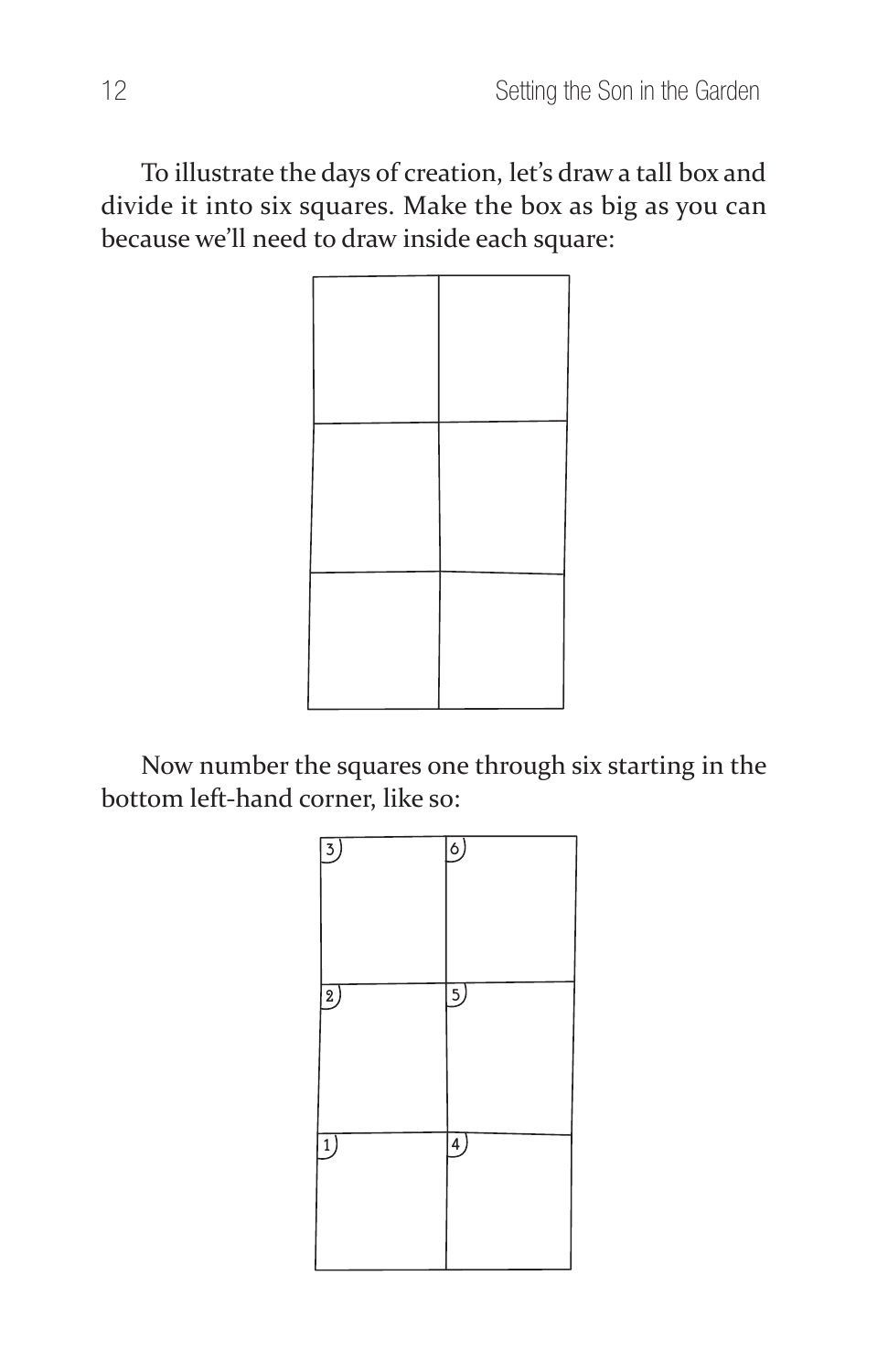To illustrate the days of creation, let's draw a tall box and divide it into six squares. Make the box as big as you can because we'll need to draw inside each square:

Now number the squares one through six starting in the bottom left-hand corner, like so: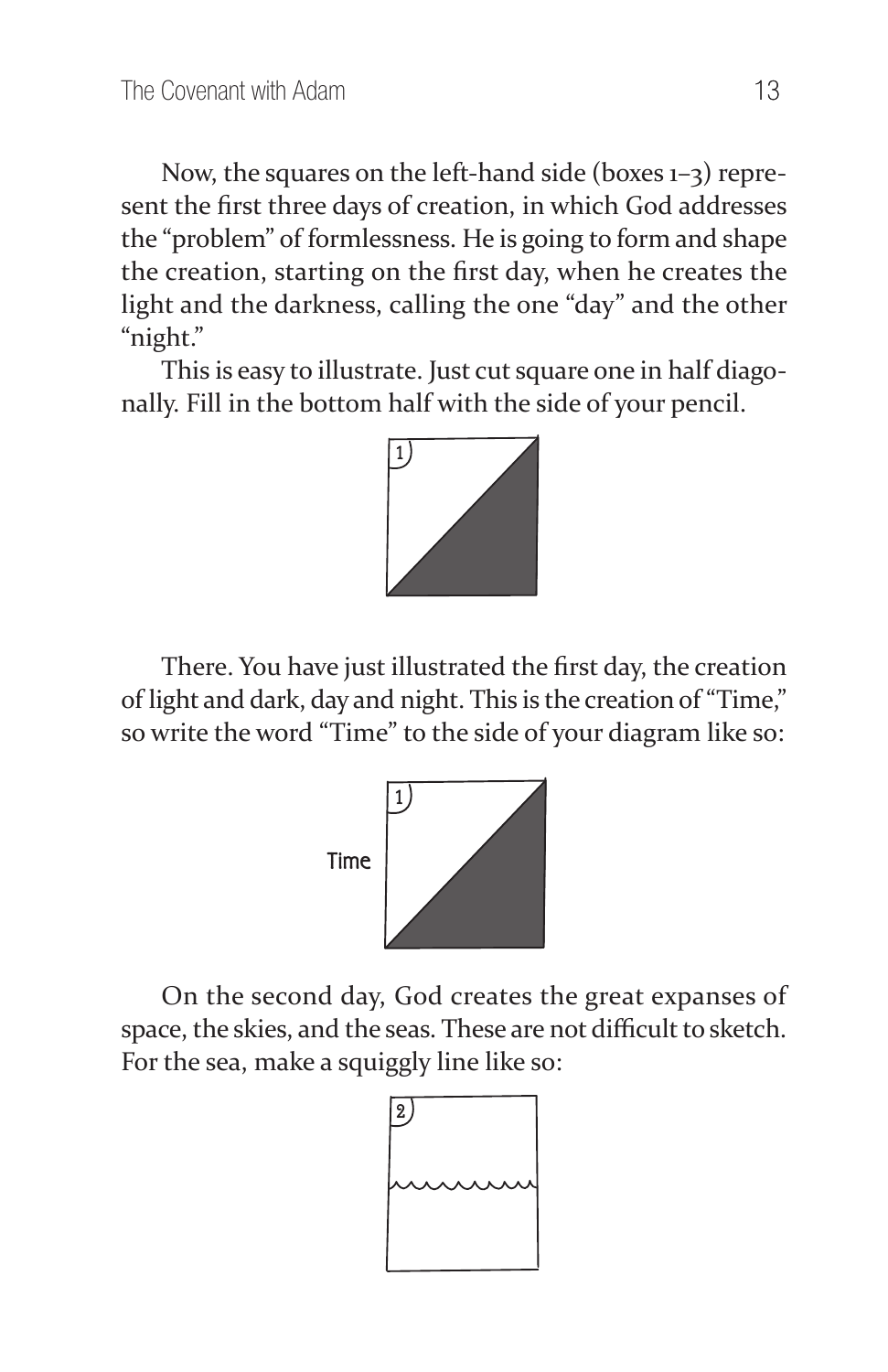Now, the squares on the left-hand side (boxes 1–3) represent the first three days of creation, in which God addresses the "problem" of formlessness. He is going to form and shape the creation, starting on the first day, when he creates the light and the darkness, calling the one "day" and the other "night."

This is easy to illustrate. Just cut square one in half diagonally. Fill in the bottom half with the side of your pencil.

There. You have just illustrated the first day, the creation of light and dark, day and night. This is the creation of "Time," so write the word "Time" to the side of your diagram like so:

On the second day, God creates the great expanses of space, the skies, and the seas. These are not difficult to sketch. For the sea, make a squiggly line like so: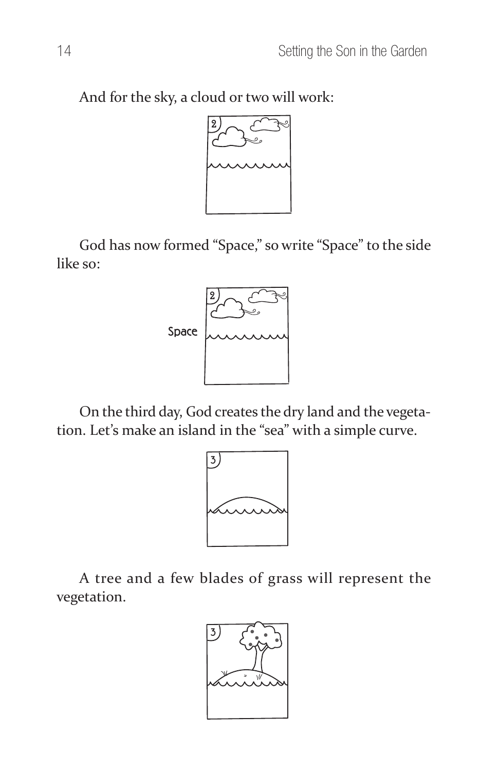And for the sky, a cloud or two will work:

God has now formed "Space," so write "Space" to the side like so:

On the third day, God creates the dry land and the vegetation. Let's make an island in the "sea" with a simple curve.

A tree and a few blades of grass will represent the vegetation.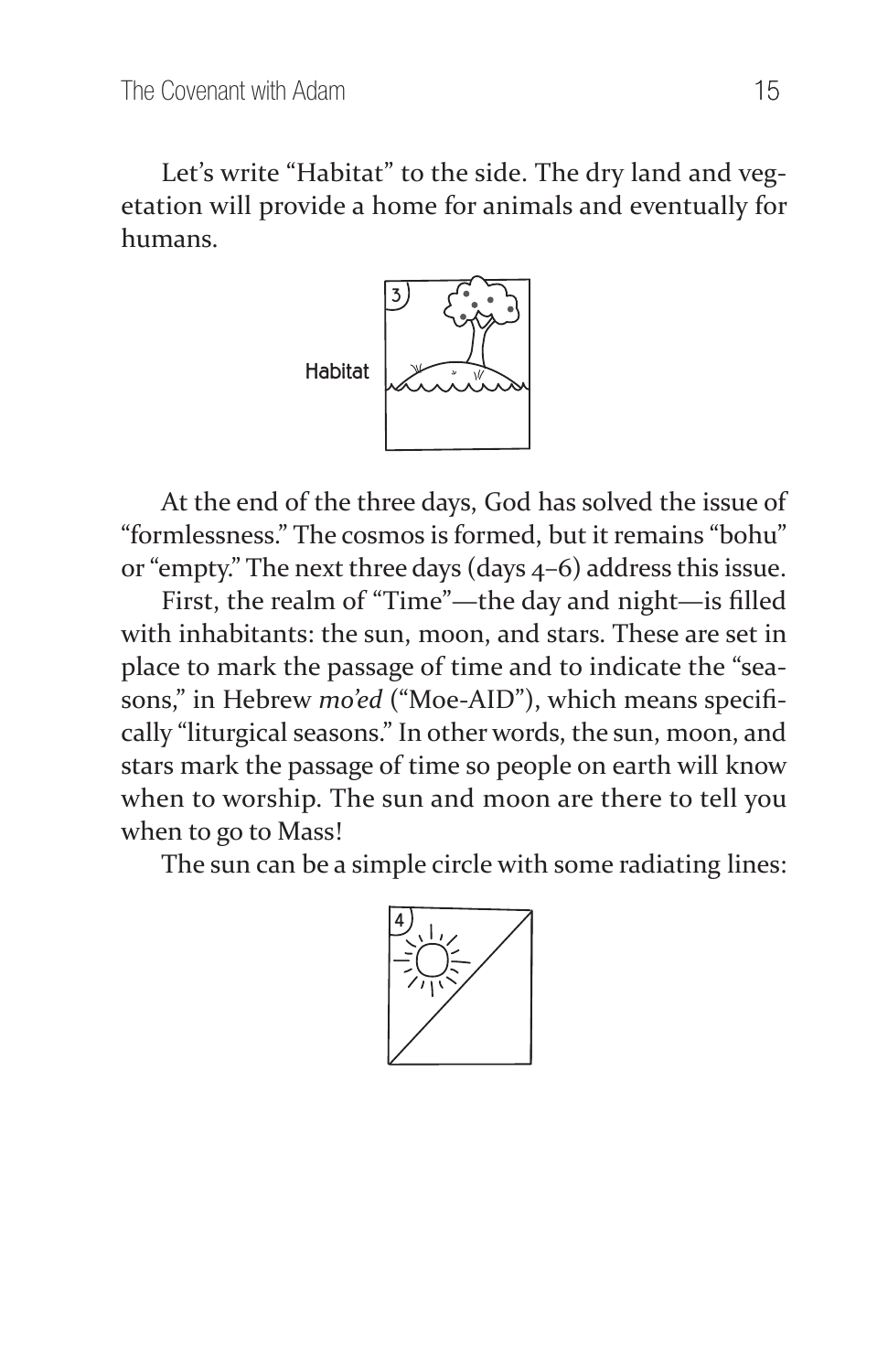Let's write "Habitat" to the side. The dry land and vegetation will provide a home for animals and eventually for humans.

At the end of the three days, God has solved the issue of "formlessness." The cosmos is formed, but it remains "bohu" or "empty." The next three days (days 4–6) address this issue.

First, the realm of "Time"—the day and night—is filled with inhabitants: the sun, moon, and stars. These are set in place to mark the passage of time and to indicate the "seasons," in Hebrew *mo'ed* ("Moe-AID"), which means specifically "liturgical seasons." In other words, the sun, moon, and stars mark the passage of time so people on earth will know when to worship. The sun and moon are there to tell you when to go to Mass!

The sun can be a simple circle with some radiating lines: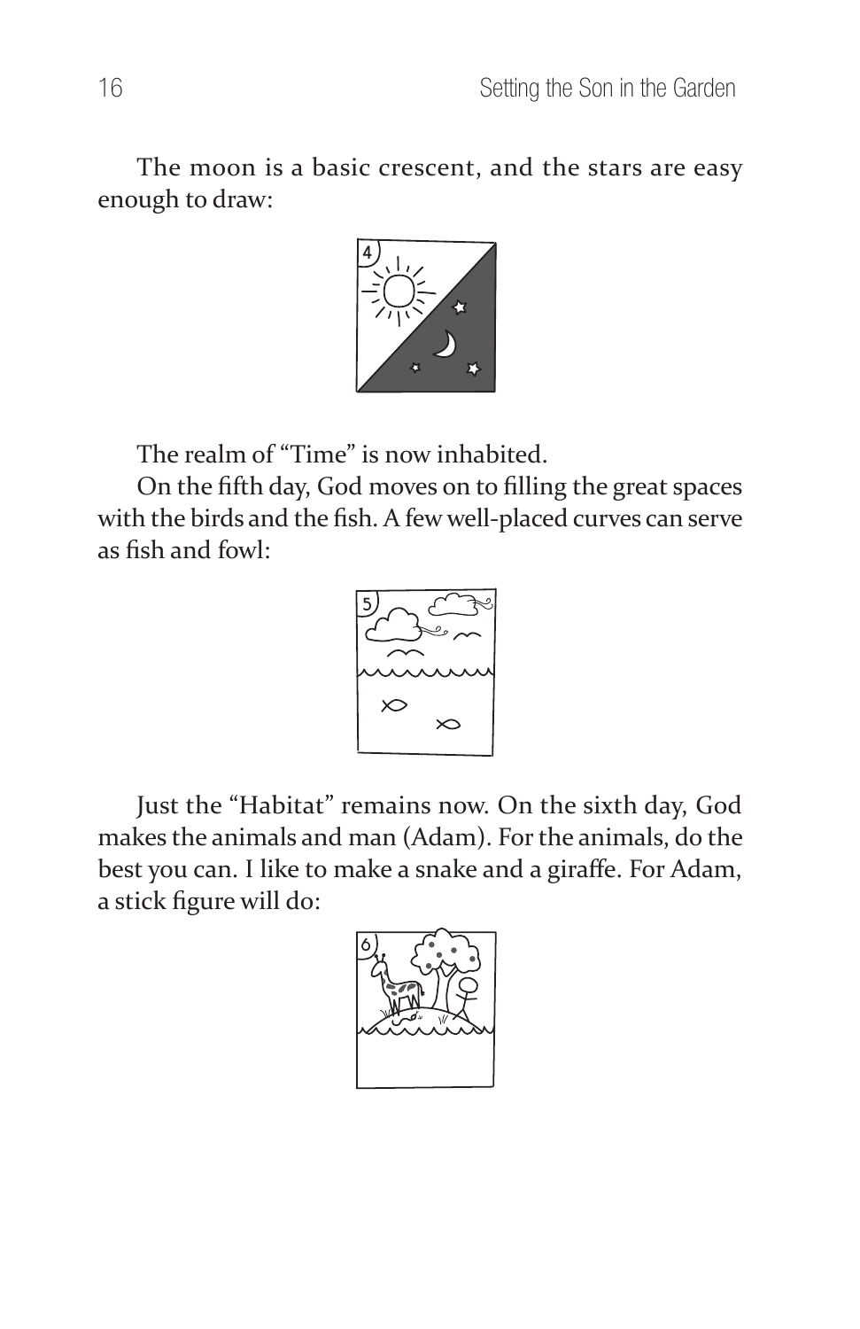The moon is a basic crescent, and the stars are easy enough to draw:

The realm of "Time" is now inhabited.

On the fifth day, God moves on to filling the great spaces with the birds and the fish. A few well-placed curves can serve as fish and fowl:

Just the "Habitat" remains now. On the sixth day, God makes the animals and man (Adam). For the animals, do the best you can. I like to make a snake and a giraffe. For Adam, a stick figure will do: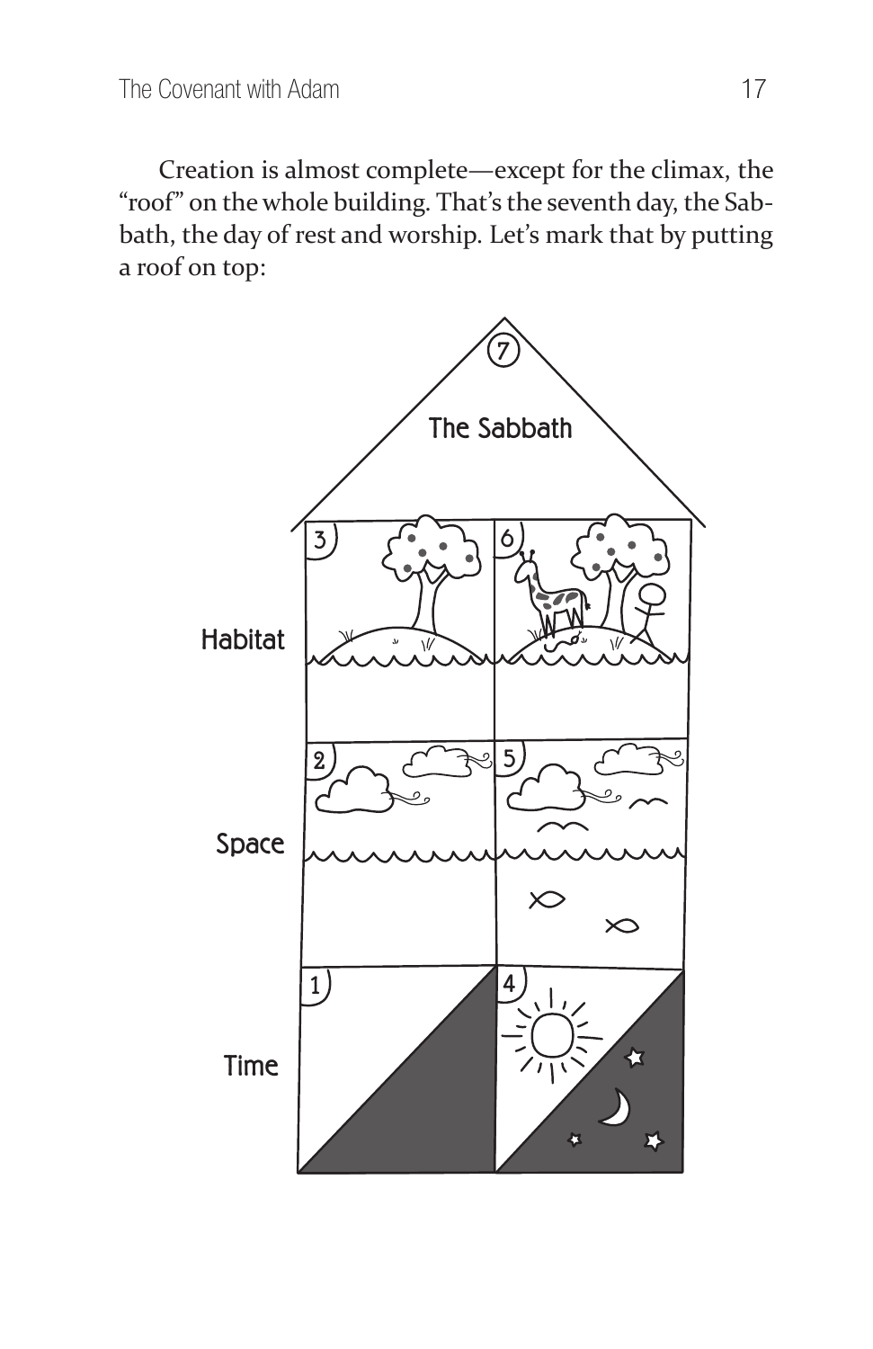Creation is almost complete—except for the climax, the "roof" on the whole building. That's the seventh day, the Sabbath, the day of rest and worship. Let's mark that by putting a roof on top:

7

The Sabbath

| | | |
|---|---|---|
| Habitat | 3 | 6 |
| Space | 2 | 5 |
| Time | 1 | 4 |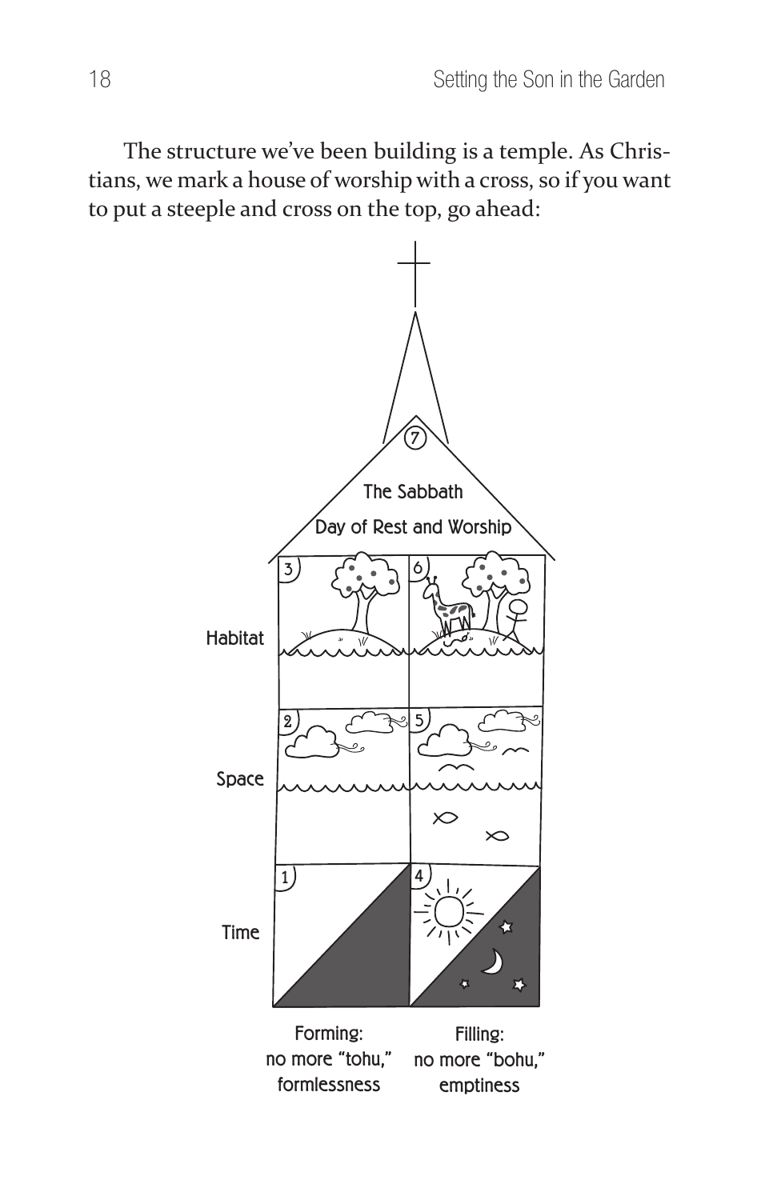The structure we've been building is a temple. As Christians, we mark a house of worship with a cross, so if you want to put a steeple and cross on the top, go ahead:

7

The Sabbath

Day of Rest and Worship

Habitat

Space

Time

Forming: no more "tohu," formlessness

Filling: no more "bohu," emptiness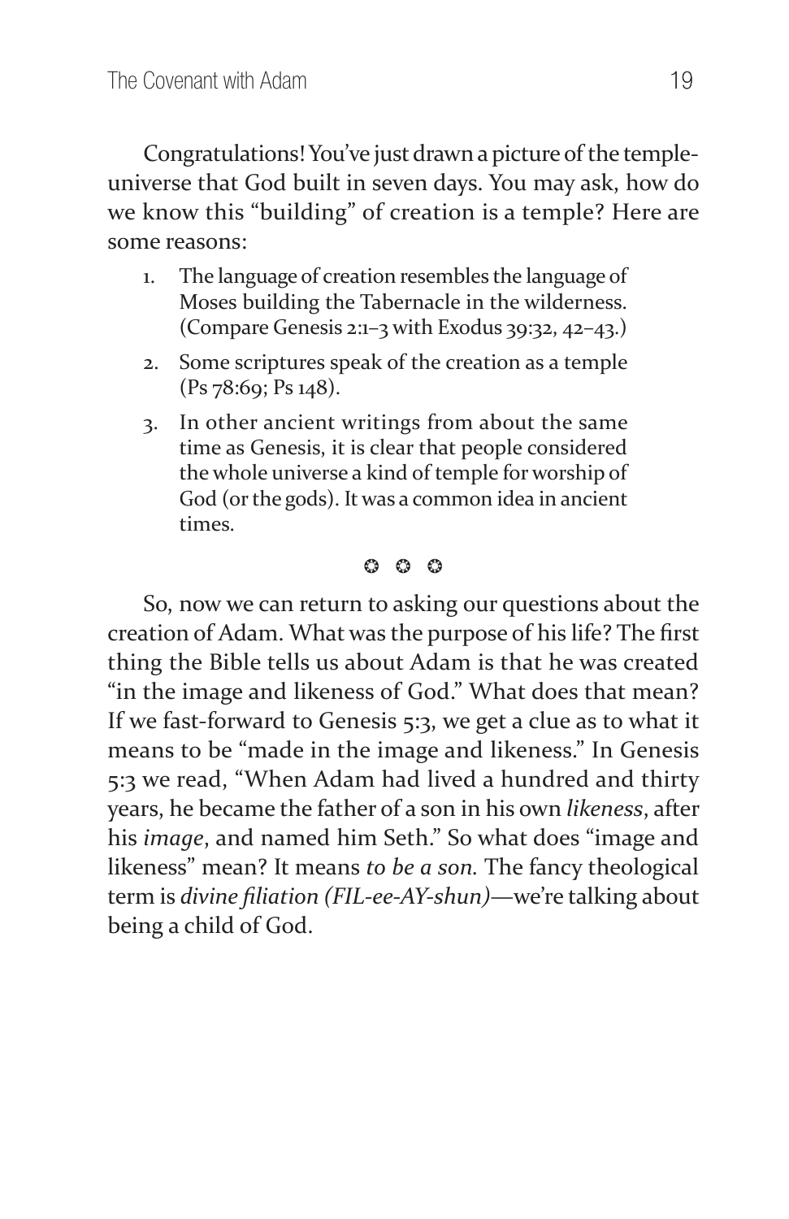Congratulations! You've just drawn a picture of the temple-universe that God built in seven days. You may ask, how do we know this "building" of creation is a temple? Here are some reasons:

1. The language of creation resembles the language of Moses building the Tabernacle in the wilderness. (Compare Genesis 2:1–3 with Exodus 39:32, 42–43.)
2. Some scriptures speak of the creation as a temple (Ps 78:69; Ps 148).
3. In other ancient writings from about the same time as Genesis, it is clear that people considered the whole universe a kind of temple for worship of God (or the gods). It was a common idea in ancient times.

✪ ✪ ✪

So, now we can return to asking our questions about the creation of Adam. What was the purpose of his life? The first thing the Bible tells us about Adam is that he was created "in the image and likeness of God." What does that mean? If we fast-forward to Genesis 5:3, we get a clue as to what it means to be "made in the image and likeness." In Genesis 5:3 we read, "When Adam had lived a hundred and thirty years, he became the father of a son in his own *likeness*, after his *image*, and named him Seth." So what does "image and likeness" mean? It means *to be a son.* The fancy theological term is *divine filiation (FIL-ee-AY-shun)*—we're talking about being a child of God.